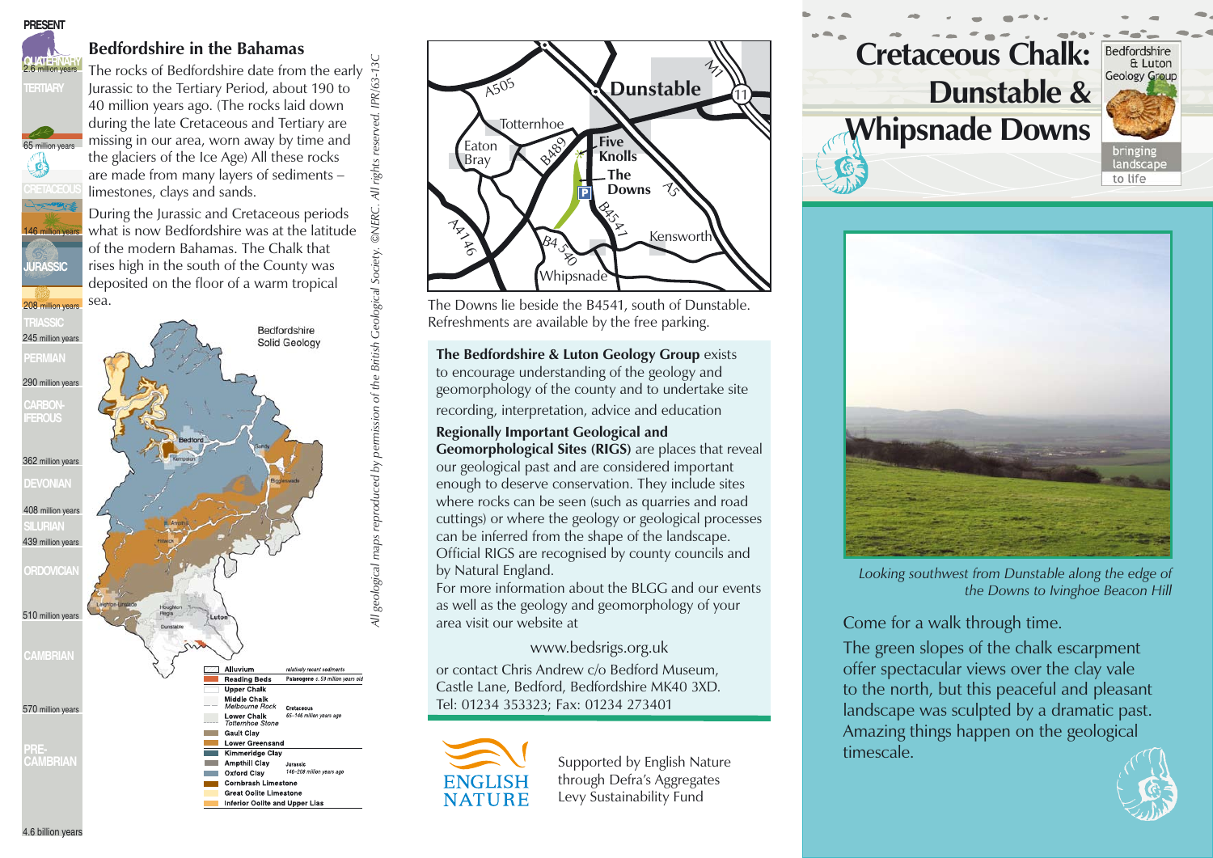# Cretaceous Chalk: Dunstable & Whipsnade Downs

Bedfordshire & Luton Geology Group — bringing landscape to life

## Bedfordshire in the Bahamas

The rocks of Bedfordshire date from the early Jurassic to the Tertiary Period, about 190 to 40 million years ago. (The rocks laid down during the late Cretaceous and Tertiary are missing in our area, worn away by time and the glaciers of the Ice Age) All these rocks are made from many layers of sediments – limestones, clays and sands.

During the Jurassic and Cretaceous periods what is now Bedfordshire was at the latitude of the modern Bahamas. The Chalk that rises high in the south of the County was deposited on the floor of a warm tropical sea.

**Geological timescale:**

- PRESENT
- QUATERNARY — 2.6 million years
- TERTIARY — 65 million years
- CRETACEOUS — 146 million years
- JURASSIC — 208 million years
- TRIASSIC — 245 million years
- PERMIAN — 290 million years
- CARBONIFEROUS — 362 million years
- DEVONIAN — 408 million years
- SILURIAN — 439 million years
- ORDOVICIAN — 510 million years
- CAMBRIAN — 570 million years
- PRE-CAMBRIAN — 4.6 billion years

**Bedfordshire Solid Geology**

| Unit | Notes |
|---|---|
| Alluvium | relatively recent sediments |
| Reading Beds | Palaeogene c. 59 million years old |
| Upper Chalk | Cretaceous 65–146 million years ago |
| Middle Chalk, *Melbourne Rock* | |
| Lower Chalk, *Totternhoe Stone* | |
| Gault Clay | |
| Lower Greensand | |
| Kimmeridge Clay | Jurassic 146–208 million years ago |
| Ampthill Clay | |
| Oxford Clay | |
| Cornbrash Limestone | |
| Great Oolite Limestone | |
| Inferior Oolite and Upper Lias | |

*All geological maps reproduced by permission of the British Geological Society. ©NERC. All rights reserved. IPR/63-13C*

The Downs lie beside the B4541, south of Dunstable. Refreshments are available by the free parking.

**The Bedfordshire & Luton Geology Group** exists to encourage understanding of the geology and geomorphology of the county and to undertake site recording, interpretation, advice and education

**Regionally Important Geological and Geomorphological Sites (RIGS)** are places that reveal our geological past and are considered important enough to deserve conservation. They include sites where rocks can be seen (such as quarries and road cuttings) or where the geology or geological processes can be inferred from the shape of the landscape. Official RIGS are recognised by county councils and by Natural England.

For more information about the BLGG and our events as well as the geology and geomorphology of your area visit our website at

www.bedsrigs.org.uk

or contact Chris Andrew c/o Bedford Museum, Castle Lane, Bedford, Bedfordshire MK40 3XD. Tel: 01234 353323; Fax: 01234 273401

ENGLISH NATURE — Supported by English Nature through Defra's Aggregates Levy Sustainability Fund

*Looking southwest from Dunstable along the edge of the Downs to Ivinghoe Beacon Hill*

Come for a walk through time.

The green slopes of the chalk escarpment offer spectacular views over the clay vale to the north, but this peaceful and pleasant landscape was sculpted by a dramatic past. Amazing things happen on the geological timescale.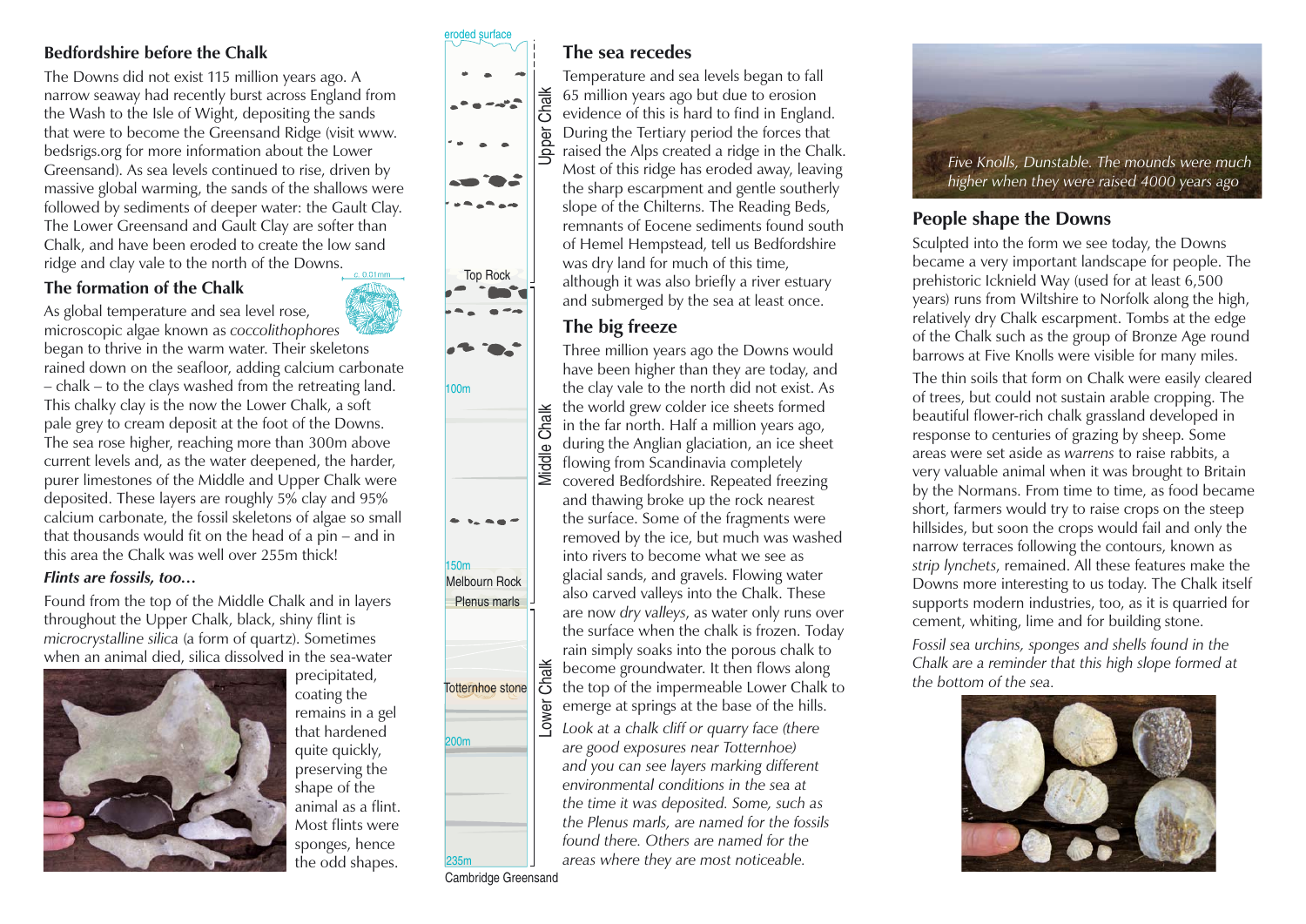## Bedfordshire before the Chalk

The Downs did not exist 115 million years ago. A narrow seaway had recently burst across England from the Wash to the Isle of Wight, depositing the sands that were to become the Greensand Ridge (visit www.bedsrigs.org for more information about the Lower Greensand). As sea levels continued to rise, driven by massive global warming, the sands of the shallows were followed by sediments of deeper water: the Gault Clay. The Lower Greensand and Gault Clay are softer than Chalk, and have been eroded to create the low sand ridge and clay vale to the north of the Downs.

## The formation of the Chalk

c. 0.01mm

As global temperature and sea level rose, microscopic algae known as *coccolithophores* began to thrive in the warm water. Their skeletons rained down on the seafloor, adding calcium carbonate – chalk – to the clays washed from the retreating land. This chalky clay is the now the Lower Chalk, a soft pale grey to cream deposit at the foot of the Downs. The sea rose higher, reaching more than 300m above current levels and, as the water deepened, the harder, purer limestones of the Middle and Upper Chalk were deposited. These layers are roughly 5% clay and 95% calcium carbonate, the fossil skeletons of algae so small that thousands would fit on the head of a pin – and in this area the Chalk was well over 255m thick!

### *Flints are fossils, too…*

Found from the top of the Middle Chalk and in layers throughout the Upper Chalk, black, shiny flint is *microcrystalline silica* (a form of quartz). Sometimes when an animal died, silica dissolved in the sea-water precipitated, coating the remains in a gel that hardened quite quickly, preserving the shape of the animal as a flint. Most flints were sponges, hence the odd shapes.

eroded surface

Upper Chalk

Top Rock

100m

Middle Chalk

150m

Melbourn Rock

Plenus marls

Lower Chalk

Totternhoe stone

200m

235m

Cambridge Greensand

## The sea recedes

Temperature and sea levels began to fall 65 million years ago but due to erosion evidence of this is hard to find in England. During the Tertiary period the forces that raised the Alps created a ridge in the Chalk. Most of this ridge has eroded away, leaving the sharp escarpment and gentle southerly slope of the Chilterns. The Reading Beds, remnants of Eocene sediments found south of Hemel Hempstead, tell us Bedfordshire was dry land for much of this time, although it was also briefly a river estuary and submerged by the sea at least once.

## The big freeze

Three million years ago the Downs would have been higher than they are today, and the clay vale to the north did not exist. As the world grew colder ice sheets formed in the far north. Half a million years ago, during the Anglian glaciation, an ice sheet flowing from Scandinavia completely covered Bedfordshire. Repeated freezing and thawing broke up the rock nearest the surface. Some of the fragments were removed by the ice, but much was washed into rivers to become what we see as glacial sands, and gravels. Flowing water also carved valleys into the Chalk. These are now *dry valleys*, as water only runs over the surface when the chalk is frozen. Today rain simply soaks into the porous chalk to become groundwater. It then flows along the top of the impermeable Lower Chalk to emerge at springs at the base of the hills.

*Look at a chalk cliff or quarry face (there are good exposures near Totternhoe) and you can see layers marking different environmental conditions in the sea at the time it was deposited. Some, such as the Plenus marls, are named for the fossils found there. Others are named for the areas where they are most noticeable.*

*Five Knolls, Dunstable. The mounds were much higher when they were raised 4000 years ago*

## People shape the Downs

Sculpted into the form we see today, the Downs became a very important landscape for people. The prehistoric Icknield Way (used for at least 6,500 years) runs from Wiltshire to Norfolk along the high, relatively dry Chalk escarpment. Tombs at the edge of the Chalk such as the group of Bronze Age round barrows at Five Knolls were visible for many miles.

The thin soils that form on Chalk were easily cleared of trees, but could not sustain arable cropping. The beautiful flower-rich chalk grassland developed in response to centuries of grazing by sheep. Some areas were set aside as *warrens* to raise rabbits, a very valuable animal when it was brought to Britain by the Normans. From time to time, as food became short, farmers would try to raise crops on the steep hillsides, but soon the crops would fail and only the narrow terraces following the contours, known as *strip lynchets*, remained. All these features make the Downs more interesting to us today. The Chalk itself supports modern industries, too, as it is quarried for cement, whiting, lime and for building stone.

*Fossil sea urchins, sponges and shells found in the Chalk are a reminder that this high slope formed at the bottom of the sea.*